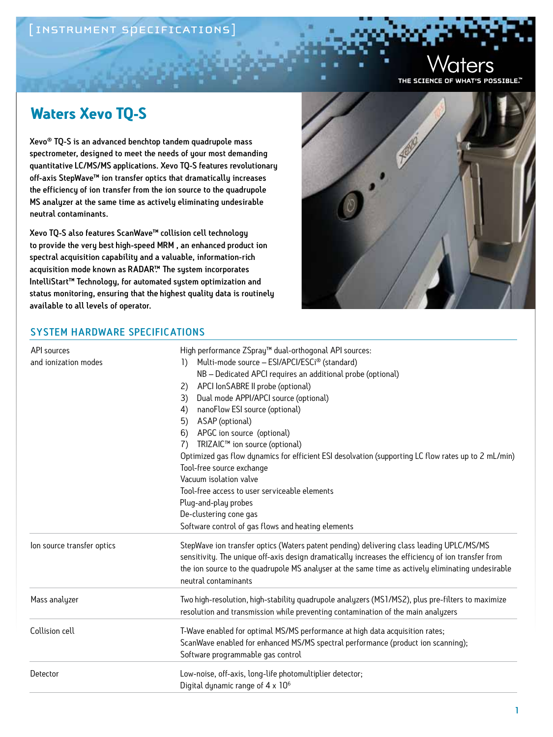# Waters Xevo TQ-S

**Xevo® TQ-S is an advanced benchtop tandem quadrupole mass spectrometer, designed to meet the needs of your most demanding quantitative LC/MS/MS applications. Xevo TQ-S features revolutionary off-axis StepWave™ ion transfer optics that dramatically increases the efficiency of ion transfer from the ion source to the quadrupole MS analyzer at the same time as actively eliminating undesirable neutral contaminants.**

**Xevo TQ-S also features ScanWave™ collision cell technology to provide the very best high-speed MRM , an enhanced product ion spectral acquisition capability and a valuable, information-rich acquisition mode known as RADAR.™ The system incorporates IntelliStart™ Technology, for automated system optimization and status monitoring, ensuring that the highest quality data is routinely available to all levels of operator.**

## SYSTEM HARDWARE SPECIFICATIONS

| | |
|---|---|
| API sources and ionization modes | High performance ZSpray™ dual-orthogonal API sources:<br>1) Multi-mode source – ESI/APCI/ESCi® (standard)<br>NB – Dedicated APCI requires an additional probe (optional)<br>2) APCI IonSABRE II probe (optional)<br>3) Dual mode APPI/APCI source (optional)<br>4) nanoFlow ESI source (optional)<br>5) ASAP (optional)<br>6) APGC ion source (optional)<br>7) TRIZAIC™ ion source (optional)<br>Optimized gas flow dynamics for efficient ESI desolvation (supporting LC flow rates up to 2 mL/min)<br>Tool-free source exchange<br>Vacuum isolation valve<br>Tool-free access to user serviceable elements<br>Plug-and-play probes<br>De-clustering cone gas<br>Software control of gas flows and heating elements |
| Ion source transfer optics | StepWave ion transfer optics (Waters patent pending) delivering class leading UPLC/MS/MS sensitivity. The unique off-axis design dramatically increases the efficiency of ion transfer from the ion source to the quadrupole MS analyser at the same time as actively eliminating undesirable neutral contaminants |
| Mass analyzer | Two high-resolution, high-stability quadrupole analyzers (MS1/MS2), plus pre-filters to maximize resolution and transmission while preventing contamination of the main analyzers |
| Collision cell | T-Wave enabled for optimal MS/MS performance at high data acquisition rates;<br>ScanWave enabled for enhanced MS/MS spectral performance (product ion scanning);<br>Software programmable gas control |
| Detector | Low-noise, off-axis, long-life photomultiplier detector;<br>Digital dynamic range of $4 \times 10^6$ |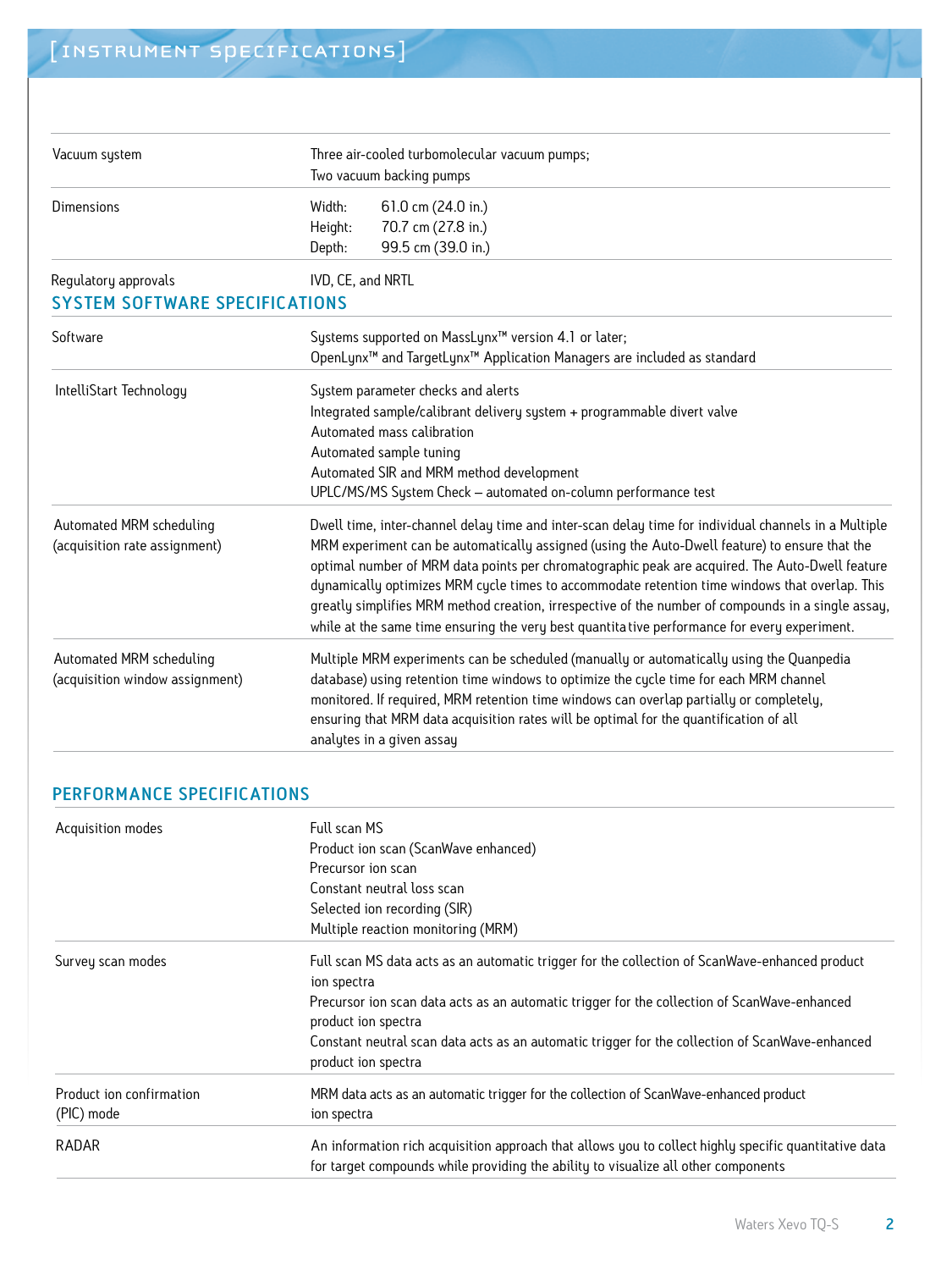| | |
|---|---|
| Vacuum system | Three air-cooled turbomolecular vacuum pumps;<br>Two vacuum backing pumps |
| Dimensions | Width: 61.0 cm (24.0 in.)<br>Height: 70.7 cm (27.8 in.)<br>Depth: 99.5 cm (39.0 in.) |
| Regulatory approvals | IVD, CE, and NRTL |

## SYSTEM SOFTWARE SPECIFICATIONS

| | |
|---|---|
| Software | Systems supported on MassLynx™ version 4.1 or later;<br>OpenLynx™ and TargetLynx™ Application Managers are included as standard |
| IntelliStart Technology | System parameter checks and alerts<br>Integrated sample/calibrant delivery system + programmable divert valve<br>Automated mass calibration<br>Automated sample tuning<br>Automated SIR and MRM method development<br>UPLC/MS/MS System Check – automated on-column performance test |
| Automated MRM scheduling (acquisition rate assignment) | Dwell time, inter-channel delay time and inter-scan delay time for individual channels in a Multiple MRM experiment can be automatically assigned (using the Auto-Dwell feature) to ensure that the optimal number of MRM data points per chromatographic peak are acquired. The Auto-Dwell feature dynamically optimizes MRM cycle times to accommodate retention time windows that overlap. This greatly simplifies MRM method creation, irrespective of the number of compounds in a single assay, while at the same time ensuring the very best quantitative performance for every experiment. |
| Automated MRM scheduling (acquisition window assignment) | Multiple MRM experiments can be scheduled (manually or automatically using the Quanpedia database) using retention time windows to optimize the cycle time for each MRM channel monitored. If required, MRM retention time windows can overlap partially or completely, ensuring that MRM data acquisition rates will be optimal for the quantification of all analytes in a given assay |

## PERFORMANCE SPECIFICATIONS

| | |
|---|---|
| Acquisition modes | Full scan MS<br>Product ion scan (ScanWave enhanced)<br>Precursor ion scan<br>Constant neutral loss scan<br>Selected ion recording (SIR)<br>Multiple reaction monitoring (MRM) |
| Survey scan modes | Full scan MS data acts as an automatic trigger for the collection of ScanWave-enhanced product ion spectra<br>Precursor ion scan data acts as an automatic trigger for the collection of ScanWave-enhanced product ion spectra<br>Constant neutral scan data acts as an automatic trigger for the collection of ScanWave-enhanced product ion spectra |
| Product ion confirmation (PIC) mode | MRM data acts as an automatic trigger for the collection of ScanWave-enhanced product ion spectra |
| RADAR | An information rich acquisition approach that allows you to collect highly specific quantitative data for target compounds while providing the ability to visualize all other components |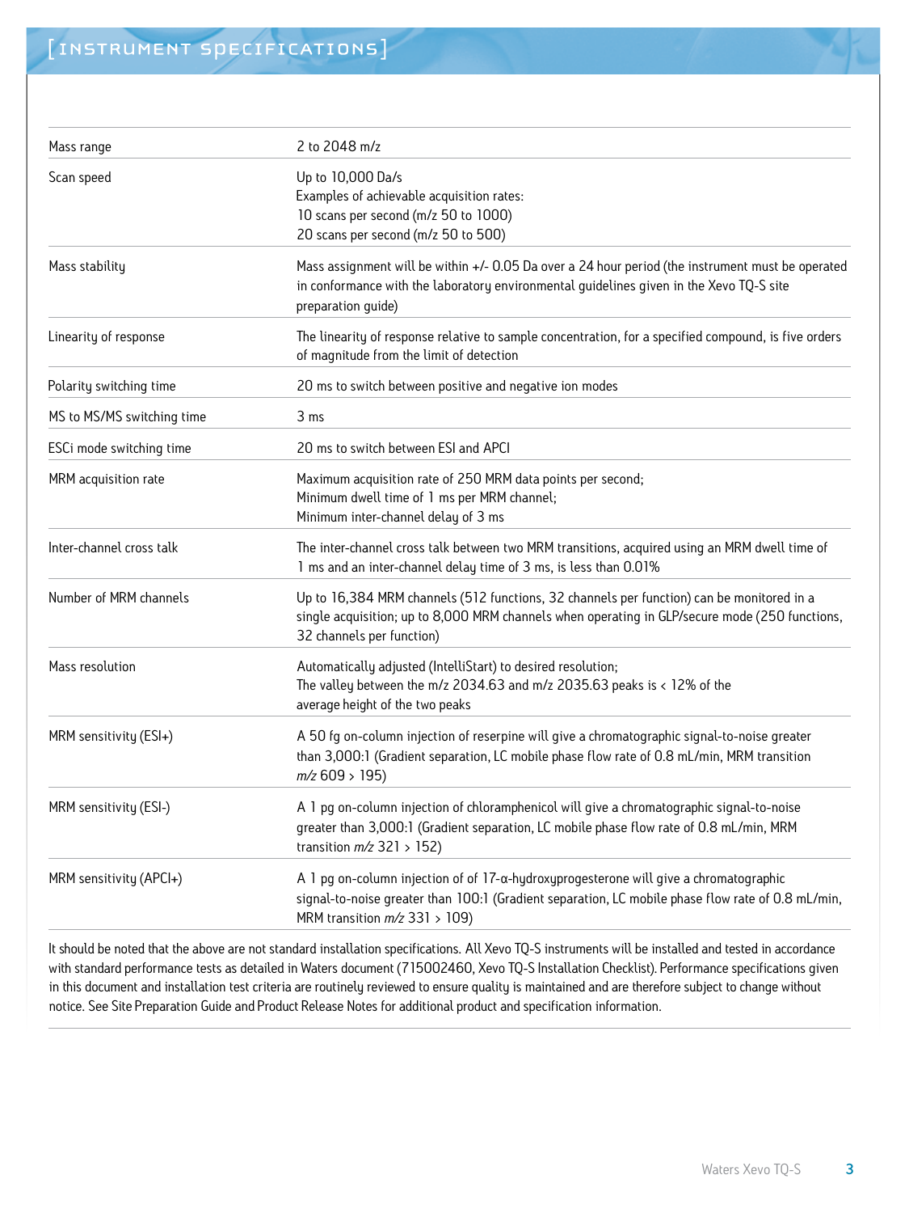## [INSTRUMENT SPECIFICATIONS]

| | |
|---|---|
| Mass range | 2 to 2048 m/z |
| Scan speed | Up to 10,000 Da/s<br>Examples of achievable acquisition rates:<br>10 scans per second (m/z 50 to 1000)<br>20 scans per second (m/z 50 to 500) |
| Mass stability | Mass assignment will be within +/- 0.05 Da over a 24 hour period (the instrument must be operated in conformance with the laboratory environmental guidelines given in the Xevo TQ-S site preparation guide) |
| Linearity of response | The linearity of response relative to sample concentration, for a specified compound, is five orders of magnitude from the limit of detection |
| Polarity switching time | 20 ms to switch between positive and negative ion modes |
| MS to MS/MS switching time | 3 ms |
| ESCi mode switching time | 20 ms to switch between ESI and APCI |
| MRM acquisition rate | Maximum acquisition rate of 250 MRM data points per second;<br>Minimum dwell time of 1 ms per MRM channel;<br>Minimum inter-channel delay of 3 ms |
| Inter-channel cross talk | The inter-channel cross talk between two MRM transitions, acquired using an MRM dwell time of 1 ms and an inter-channel delay time of 3 ms, is less than 0.01% |
| Number of MRM channels | Up to 16,384 MRM channels (512 functions, 32 channels per function) can be monitored in a single acquisition; up to 8,000 MRM channels when operating in GLP/secure mode (250 functions, 32 channels per function) |
| Mass resolution | Automatically adjusted (IntelliStart) to desired resolution;<br>The valley between the m/z 2034.63 and m/z 2035.63 peaks is < 12% of the average height of the two peaks |
| MRM sensitivity (ESI+) | A 50 fg on-column injection of reserpine will give a chromatographic signal-to-noise greater than 3,000:1 (Gradient separation, LC mobile phase flow rate of 0.8 mL/min, MRM transition *m/z* 609 > 195) |
| MRM sensitivity (ESI-) | A 1 pg on-column injection of chloramphenicol will give a chromatographic signal-to-noise greater than 3,000:1 (Gradient separation, LC mobile phase flow rate of 0.8 mL/min, MRM transition *m/z* 321 > 152) |
| MRM sensitivity (APCI+) | A 1 pg on-column injection of of 17-α-hydroxyprogesterone will give a chromatographic signal-to-noise greater than 100:1 (Gradient separation, LC mobile phase flow rate of 0.8 mL/min, MRM transition *m/z* 331 > 109) |

It should be noted that the above are not standard installation specifications. All Xevo TQ-S instruments will be installed and tested in accordance with standard performance tests as detailed in Waters document (715002460, Xevo TQ-S Installation Checklist). Performance specifications given in this document and installation test criteria are routinely reviewed to ensure quality is maintained and are therefore subject to change without notice. See Site Preparation Guide and Product Release Notes for additional product and specification information.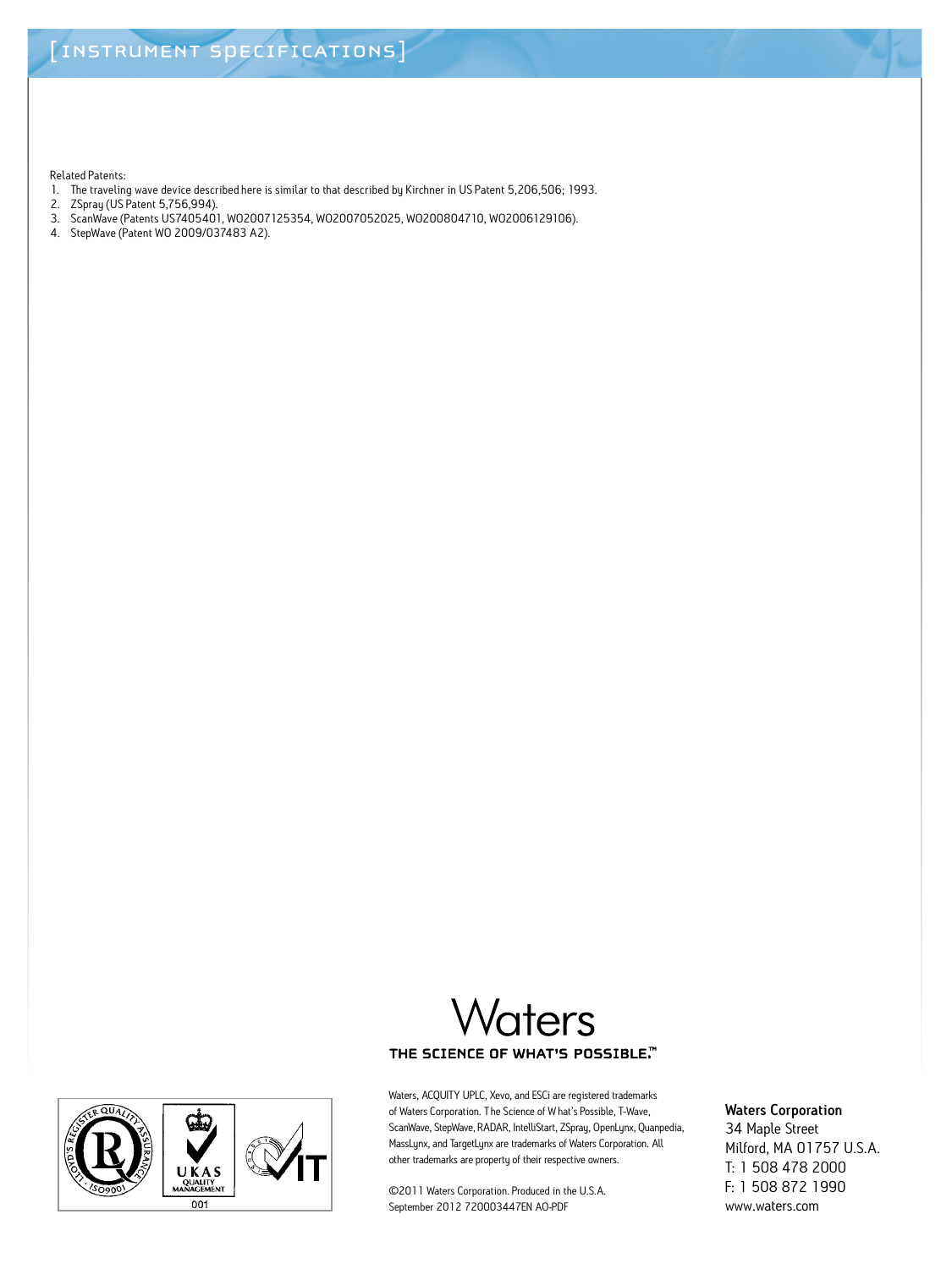Related Patents:

1. The traveling wave device described here is similar to that described by Kirchner in US Patent 5,206,506; 1993.
2. ZSpray (US Patent 5,756,994).
3. ScanWave (Patents US7405401, WO2007125354, WO2007052025, WO200804710, WO2006129106).
4. StepWave (Patent WO 2009/037483 A2).

Waters

THE SCIENCE OF WHAT'S POSSIBLE.™

Waters, ACQUITY UPLC, Xevo, and ESCi are registered trademarks of Waters Corporation. The Science of What's Possible, T-Wave, ScanWave, StepWave, RADAR, IntelliStart, ZSpray, OpenLynx, Quanpedia, MassLynx, and TargetLynx are trademarks of Waters Corporation. All other trademarks are property of their respective owners.

©2011 Waters Corporation. Produced in the U.S.A.
September 2012 720003447EN AO-PDF

**Waters Corporation**
34 Maple Street
Milford, MA 01757 U.S.A.
T: 1 508 478 2000
F: 1 508 872 1990
www.waters.com